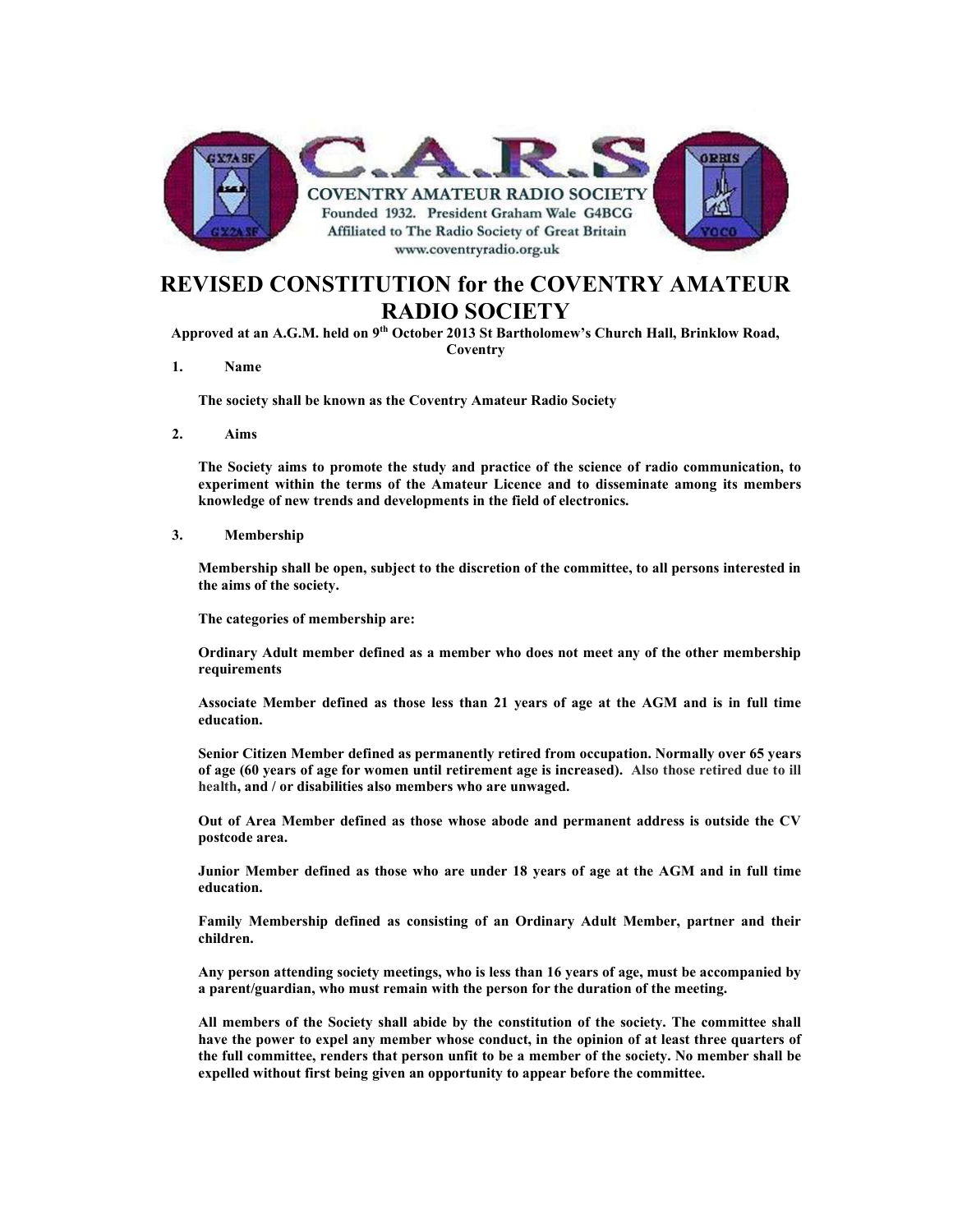C.A.R.S

COVENTRY AMATEUR RADIO SOCIETY

Founded 1932. President Graham Wale G4BCG

Affiliated to The Radio Society of Great Britain

www.coventryradio.org.uk

# REVISED CONSTITUTION for the COVENTRY AMATEUR RADIO SOCIETY

**Approved at an A.G.M. held on 9th October 2013 St Bartholomew's Church Hall, Brinklow Road, Coventry**

## 1. Name

**The society shall be known as the Coventry Amateur Radio Society**

## 2. Aims

**The Society aims to promote the study and practice of the science of radio communication, to experiment within the terms of the Amateur Licence and to disseminate among its members knowledge of new trends and developments in the field of electronics.**

## 3. Membership

**Membership shall be open, subject to the discretion of the committee, to all persons interested in the aims of the society.**

**The categories of membership are:**

**Ordinary Adult member defined as a member who does not meet any of the other membership requirements**

**Associate Member defined as those less than 21 years of age at the AGM and is in full time education.**

**Senior Citizen Member defined as permanently retired from occupation. Normally over 65 years of age (60 years of age for women until retirement age is increased). Also those retired due to ill health, and / or disabilities also members who are unwaged.**

**Out of Area Member defined as those whose abode and permanent address is outside the CV postcode area.**

**Junior Member defined as those who are under 18 years of age at the AGM and in full time education.**

**Family Membership defined as consisting of an Ordinary Adult Member, partner and their children.**

**Any person attending society meetings, who is less than 16 years of age, must be accompanied by a parent/guardian, who must remain with the person for the duration of the meeting.**

**All members of the Society shall abide by the constitution of the society. The committee shall have the power to expel any member whose conduct, in the opinion of at least three quarters of the full committee, renders that person unfit to be a member of the society. No member shall be expelled without first being given an opportunity to appear before the committee.**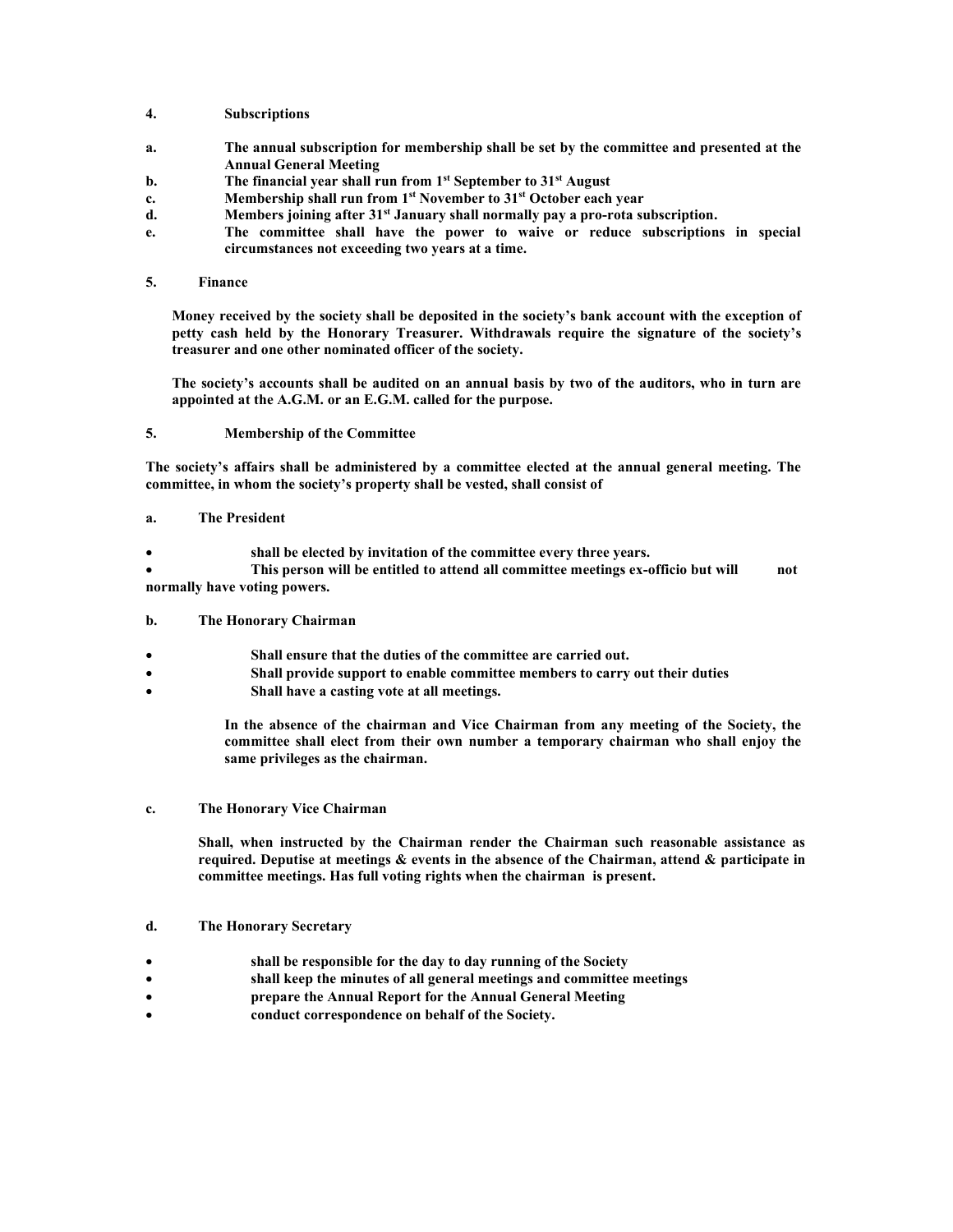**4. Subscriptions**

**a.** **The annual subscription for membership shall be set by the committee and presented at the Annual General Meeting**

**b.** **The financial year shall run from 1st September to 31st August**

**c.** **Membership shall run from 1st November to 31st October each year**

**d.** **Members joining after 31st January shall normally pay a pro-rota subscription.**

**e.** **The committee shall have the power to waive or reduce subscriptions in special circumstances not exceeding two years at a time.**

**5. Finance**

**Money received by the society shall be deposited in the society's bank account with the exception of petty cash held by the Honorary Treasurer. Withdrawals require the signature of the society's treasurer and one other nominated officer of the society.**

**The society's accounts shall be audited on an annual basis by two of the auditors, who in turn are appointed at the A.G.M. or an E.G.M. called for the purpose.**

**5. Membership of the Committee**

**The society's affairs shall be administered by a committee elected at the annual general meeting. The committee, in whom the society's property shall be vested, shall consist of**

**a. The President**

- **shall be elected by invitation of the committee every three years.**
- **This person will be entitled to attend all committee meetings ex-officio but will not normally have voting powers.**

**b. The Honorary Chairman**

- **Shall ensure that the duties of the committee are carried out.**
- **Shall provide support to enable committee members to carry out their duties**
- **Shall have a casting vote at all meetings.**

**In the absence of the chairman and Vice Chairman from any meeting of the Society, the committee shall elect from their own number a temporary chairman who shall enjoy the same privileges as the chairman.**

**c. The Honorary Vice Chairman**

**Shall, when instructed by the Chairman render the Chairman such reasonable assistance as required. Deputise at meetings & events in the absence of the Chairman, attend & participate in committee meetings. Has full voting rights when the chairman is present.**

**d. The Honorary Secretary**

- **shall be responsible for the day to day running of the Society**
- **shall keep the minutes of all general meetings and committee meetings**
- **prepare the Annual Report for the Annual General Meeting**
- **conduct correspondence on behalf of the Society.**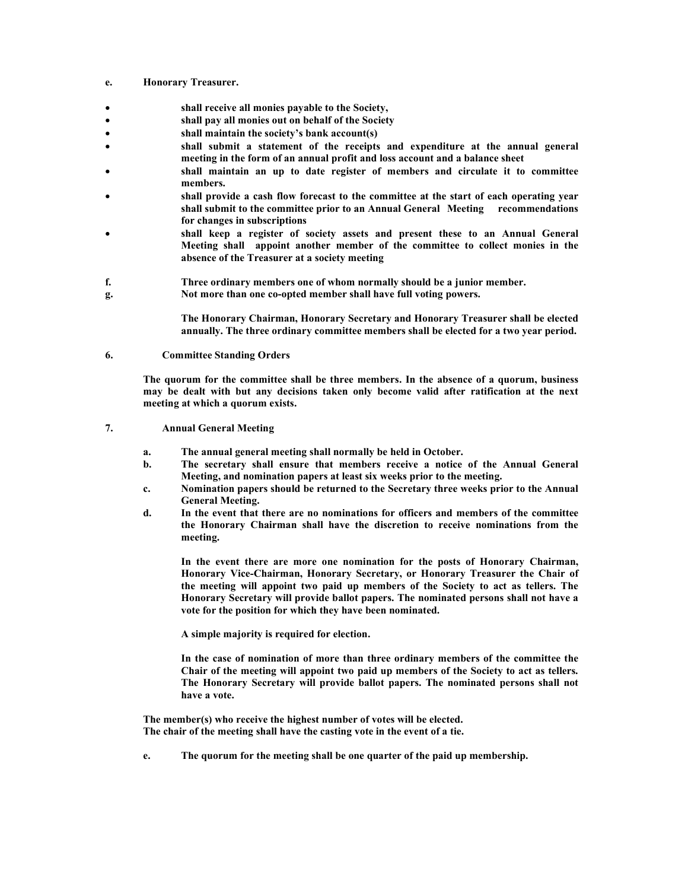**e. Honorary Treasurer.**

- **shall receive all monies payable to the Society,**
- **shall pay all monies out on behalf of the Society**
- **shall maintain the society's bank account(s)**
- **shall submit a statement of the receipts and expenditure at the annual general meeting in the form of an annual profit and loss account and a balance sheet**
- **shall maintain an up to date register of members and circulate it to committee members.**
- **shall provide a cash flow forecast to the committee at the start of each operating year shall submit to the committee prior to an Annual General Meeting recommendations for changes in subscriptions**
- **shall keep a register of society assets and present these to an Annual General Meeting shall appoint another member of the committee to collect monies in the absence of the Treasurer at a society meeting**

**f. Three ordinary members one of whom normally should be a junior member.**

**g. Not more than one co-opted member shall have full voting powers.**

**The Honorary Chairman, Honorary Secretary and Honorary Treasurer shall be elected annually. The three ordinary committee members shall be elected for a two year period.**

**6. Committee Standing Orders**

**The quorum for the committee shall be three members. In the absence of a quorum, business may be dealt with but any decisions taken only become valid after ratification at the next meeting at which a quorum exists.**

**7. Annual General Meeting**

**a. The annual general meeting shall normally be held in October.**

**b. The secretary shall ensure that members receive a notice of the Annual General Meeting, and nomination papers at least six weeks prior to the meeting.**

**c. Nomination papers should be returned to the Secretary three weeks prior to the Annual General Meeting.**

**d. In the event that there are no nominations for officers and members of the committee the Honorary Chairman shall have the discretion to receive nominations from the meeting.**

**In the event there are more one nomination for the posts of Honorary Chairman, Honorary Vice-Chairman, Honorary Secretary, or Honorary Treasurer the Chair of the meeting will appoint two paid up members of the Society to act as tellers. The Honorary Secretary will provide ballot papers. The nominated persons shall not have a vote for the position for which they have been nominated.**

**A simple majority is required for election.**

**In the case of nomination of more than three ordinary members of the committee the Chair of the meeting will appoint two paid up members of the Society to act as tellers. The Honorary Secretary will provide ballot papers. The nominated persons shall not have a vote.**

**The member(s) who receive the highest number of votes will be elected.**
**The chair of the meeting shall have the casting vote in the event of a tie.**

**e. The quorum for the meeting shall be one quarter of the paid up membership.**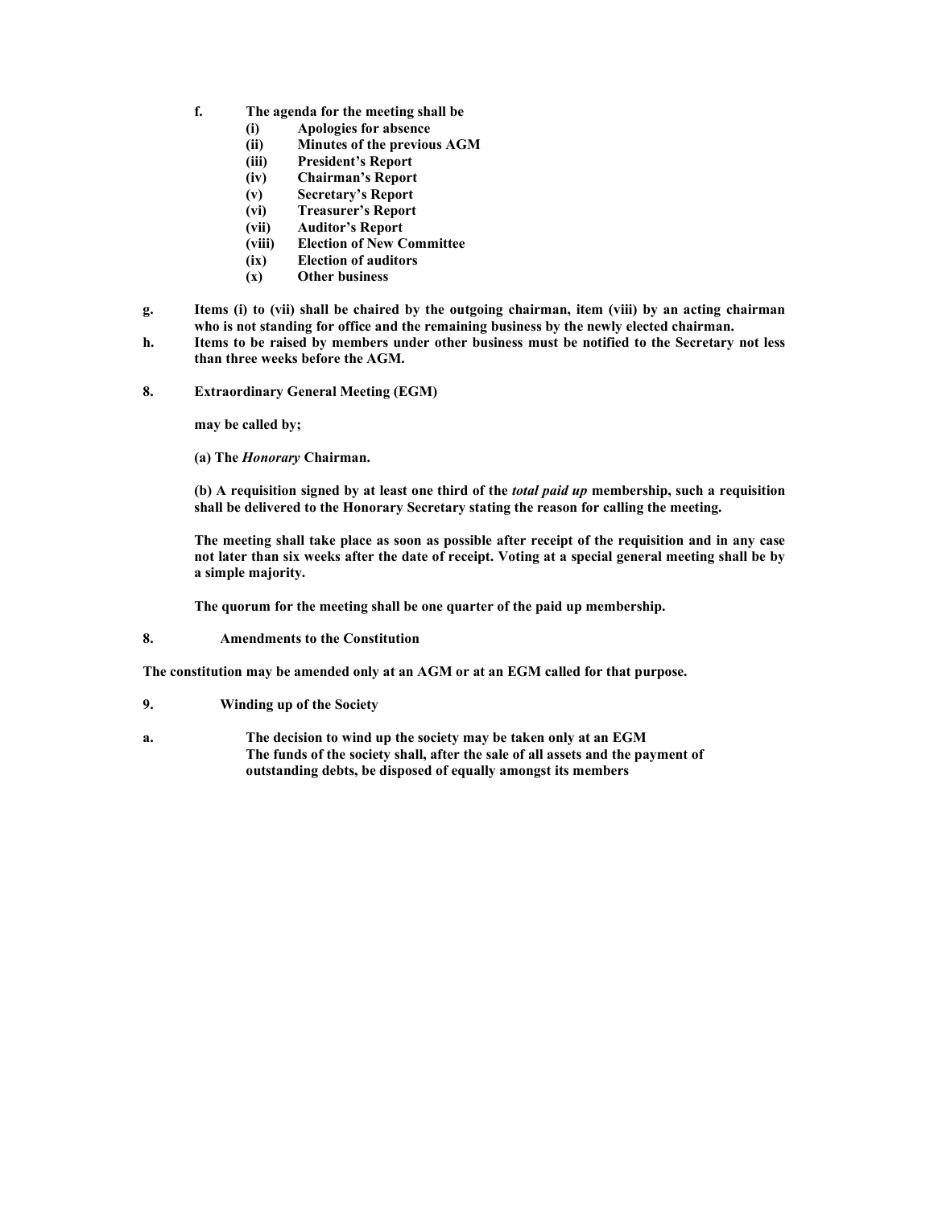f. **The agenda for the meeting shall be**

   (i) **Apologies for absence**
   (ii) **Minutes of the previous AGM**
   (iii) **President's Report**
   (iv) **Chairman's Report**
   (v) **Secretary's Report**
   (vi) **Treasurer's Report**
   (vii) **Auditor's Report**
   (viii) **Election of New Committee**
   (ix) **Election of auditors**
   (x) **Other business**

g. **Items (i) to (vii) shall be chaired by the outgoing chairman, item (viii) by an acting chairman who is not standing for office and the remaining business by the newly elected chairman.**

h. **Items to be raised by members under other business must be notified to the Secretary not less than three weeks before the AGM.**

**8. Extraordinary General Meeting (EGM)**

**may be called by;**

**(a) The *Honorary* Chairman.**

**(b) A requisition signed by at least one third of the *total paid up* membership, such a requisition shall be delivered to the Honorary Secretary stating the reason for calling the meeting.**

**The meeting shall take place as soon as possible after receipt of the requisition and in any case not later than six weeks after the date of receipt. Voting at a special general meeting shall be by a simple majority.**

**The quorum for the meeting shall be one quarter of the paid up membership.**

**8. Amendments to the Constitution**

**The constitution may be amended only at an AGM or at an EGM called for that purpose.**

**9. Winding up of the Society**

a. **The decision to wind up the society may be taken only at an EGM**
   **The funds of the society shall, after the sale of all assets and the payment of outstanding debts, be disposed of equally amongst its members**